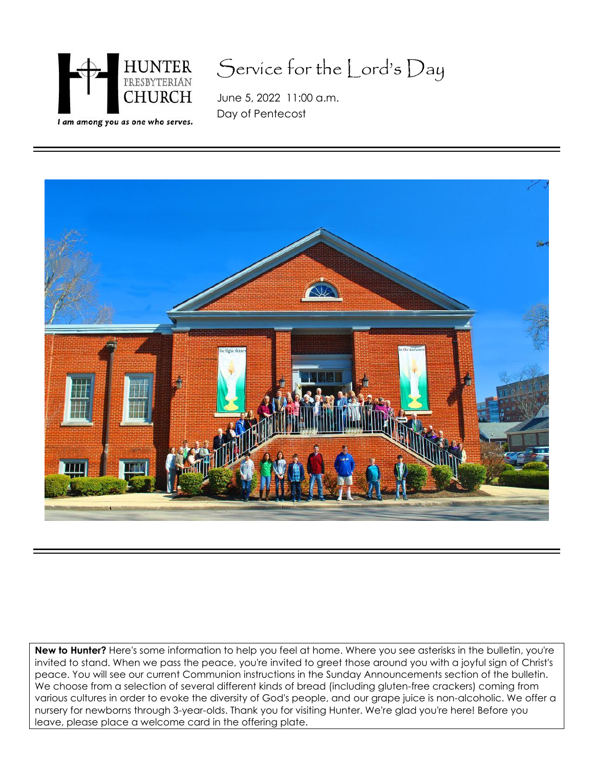HUNTER PRESBYTERIAN CHURCH

*I am among you as one who serves.*

# Service for the Lord's Day

June 5, 2022 11:00 a.m.
Day of Pentecost

---

**New to Hunter?** Here's some information to help you feel at home. Where you see asterisks in the bulletin, you're invited to stand. When we pass the peace, you're invited to greet those around you with a joyful sign of Christ's peace. You will see our current Communion instructions in the Sunday Announcements section of the bulletin. We choose from a selection of several different kinds of bread (including gluten-free crackers) coming from various cultures in order to evoke the diversity of God's people, and our grape juice is non-alcoholic. We offer a nursery for newborns through 3-year-olds. Thank you for visiting Hunter. We're glad you're here! Before you leave, please place a welcome card in the offering plate.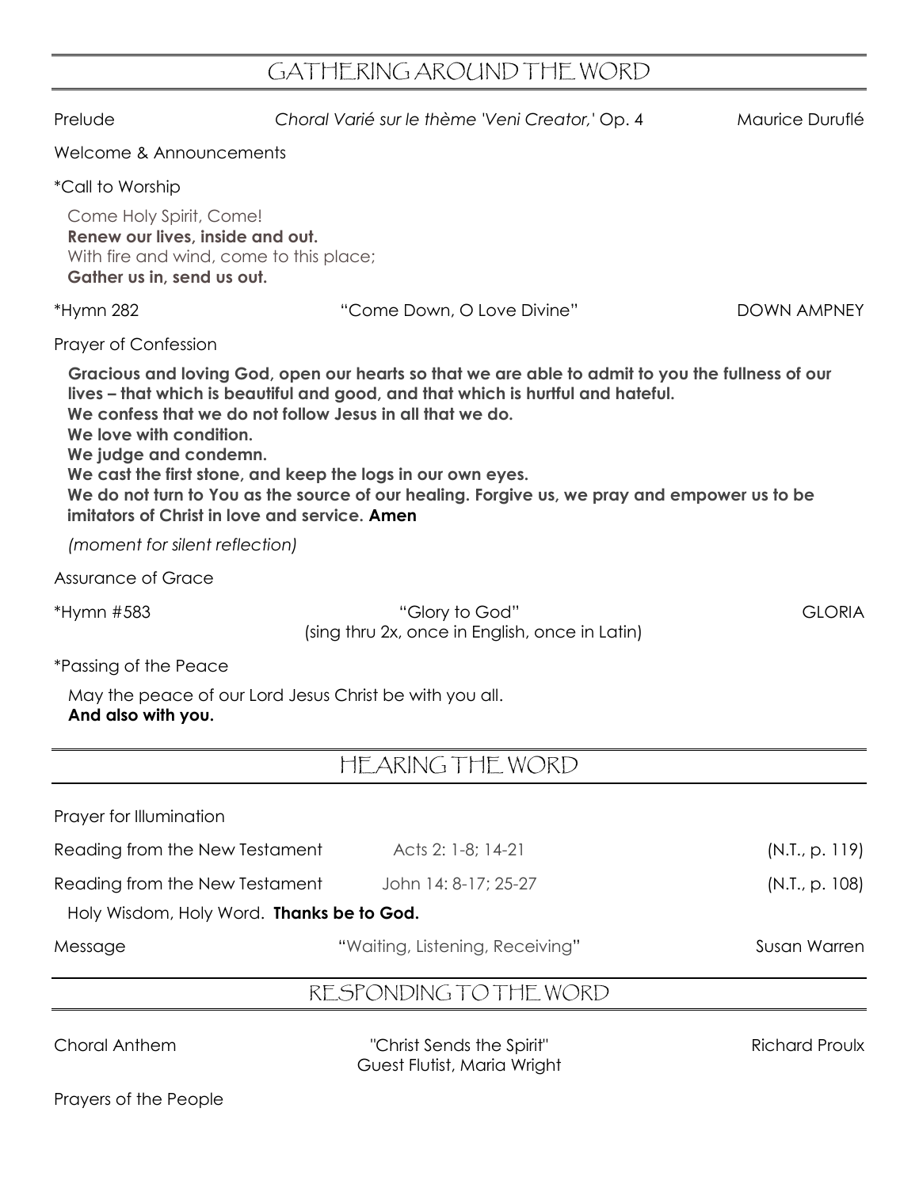## GATHERING AROUND THE WORD

Prelude — *Choral Varié sur le thème 'Veni Creator,'* Op. 4 — Maurice Duruflé

Welcome & Announcements

*Call to Worship

Come Holy Spirit, Come!
**Renew our lives, inside and out.**
With fire and wind, come to this place;
**Gather us in, send us out.**

*Hymn 282 — "Come Down, O Love Divine" — DOWN AMPNEY

Prayer of Confession

**Gracious and loving God, open our hearts so that we are able to admit to you the fullness of our lives – that which is beautiful and good, and that which is hurtful and hateful.**
**We confess that we do not follow Jesus in all that we do.**
**We love with condition.**
**We judge and condemn.**
**We cast the first stone, and keep the logs in our own eyes.**
**We do not turn to You as the source of our healing. Forgive us, we pray and empower us to be imitators of Christ in love and service. Amen**

*(moment for silent reflection)*

Assurance of Grace

*Hymn #583 — "Glory to God" — GLORIA
(sing thru 2x, once in English, once in Latin)

*Passing of the Peace

May the peace of our Lord Jesus Christ be with you all.
**And also with you.**

## HEARING THE WORD

Prayer for Illumination

Reading from the New Testament — Acts 2: 1-8; 14-21 — (N.T., p. 119)

Reading from the New Testament — John 14: 8-17; 25-27 — (N.T., p. 108)

Holy Wisdom, Holy Word. **Thanks be to God.**

Message — "Waiting, Listening, Receiving" — Susan Warren

## RESPONDING TO THE WORD

Choral Anthem — "Christ Sends the Spirit" — Richard Proulx
Guest Flutist, Maria Wright

Prayers of the People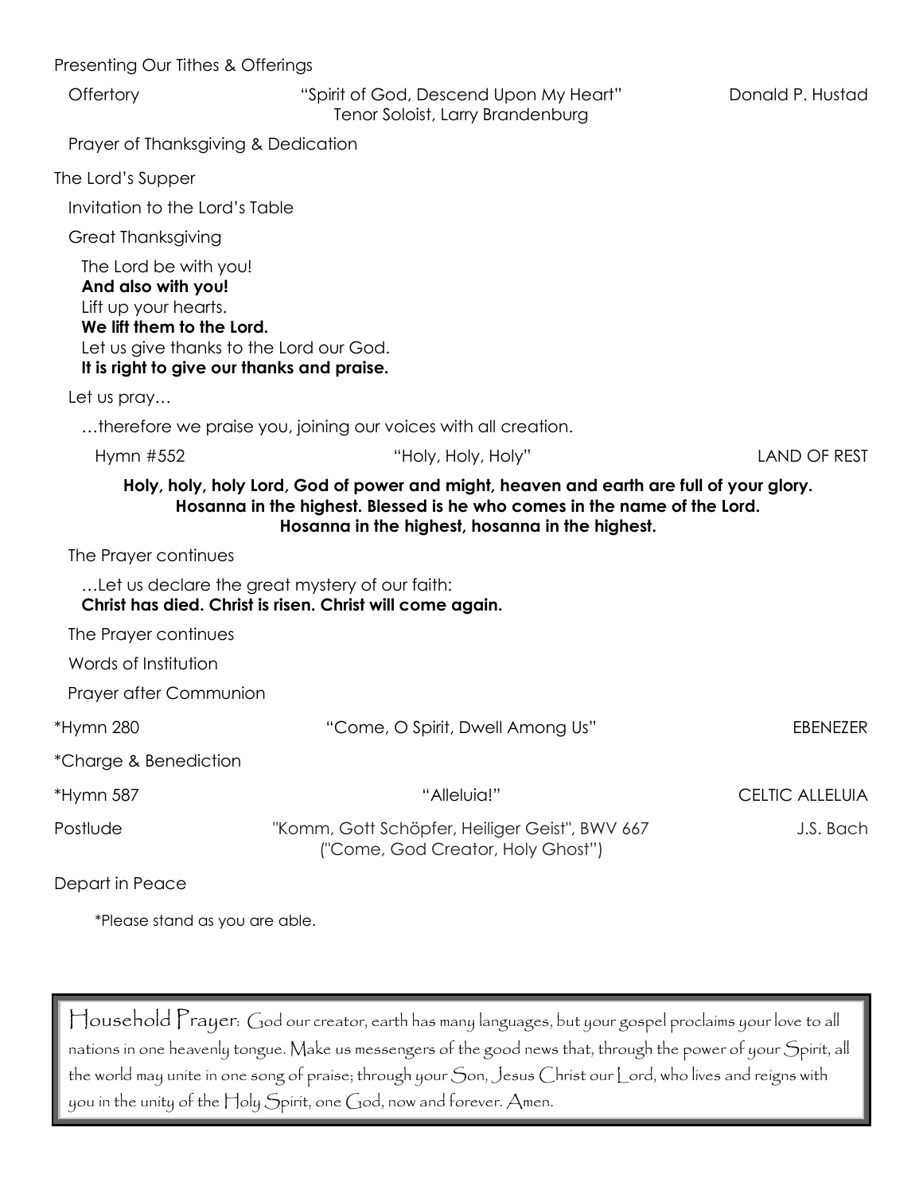Presenting Our Tithes & Offerings

Offertory — "Spirit of God, Descend Upon My Heart" — Donald P. Hustad
Tenor Soloist, Larry Brandenburg

Prayer of Thanksgiving & Dedication

The Lord's Supper

Invitation to the Lord's Table

Great Thanksgiving

The Lord be with you!
**And also with you!**
Lift up your hearts.
**We lift them to the Lord.**
Let us give thanks to the Lord our God.
**It is right to give our thanks and praise.**

Let us pray…

…therefore we praise you, joining our voices with all creation.

Hymn #552 — "Holy, Holy, Holy" — LAND OF REST

**Holy, holy, holy Lord, God of power and might, heaven and earth are full of your glory.
Hosanna in the highest. Blessed is he who comes in the name of the Lord.
Hosanna in the highest, hosanna in the highest.**

The Prayer continues

…Let us declare the great mystery of our faith:
**Christ has died. Christ is risen. Christ will come again.**

The Prayer continues

Words of Institution

Prayer after Communion

*Hymn 280 — "Come, O Spirit, Dwell Among Us" — EBENEZER

*Charge & Benediction

*Hymn 587 — "Alleluia!" — CELTIC ALLELUIA

Postlude — "Komm, Gott Schöpfer, Heiliger Geist", BWV 667 ("Come, God Creator, Holy Ghost") — J.S. Bach

Depart in Peace

*Please stand as you are able.

Household Prayer: God our creator, earth has many languages, but your gospel proclaims your love to all nations in one heavenly tongue. Make us messengers of the good news that, through the power of your Spirit, all the world may unite in one song of praise; through your Son, Jesus Christ our Lord, who lives and reigns with you in the unity of the Holy Spirit, one God, now and forever. Amen.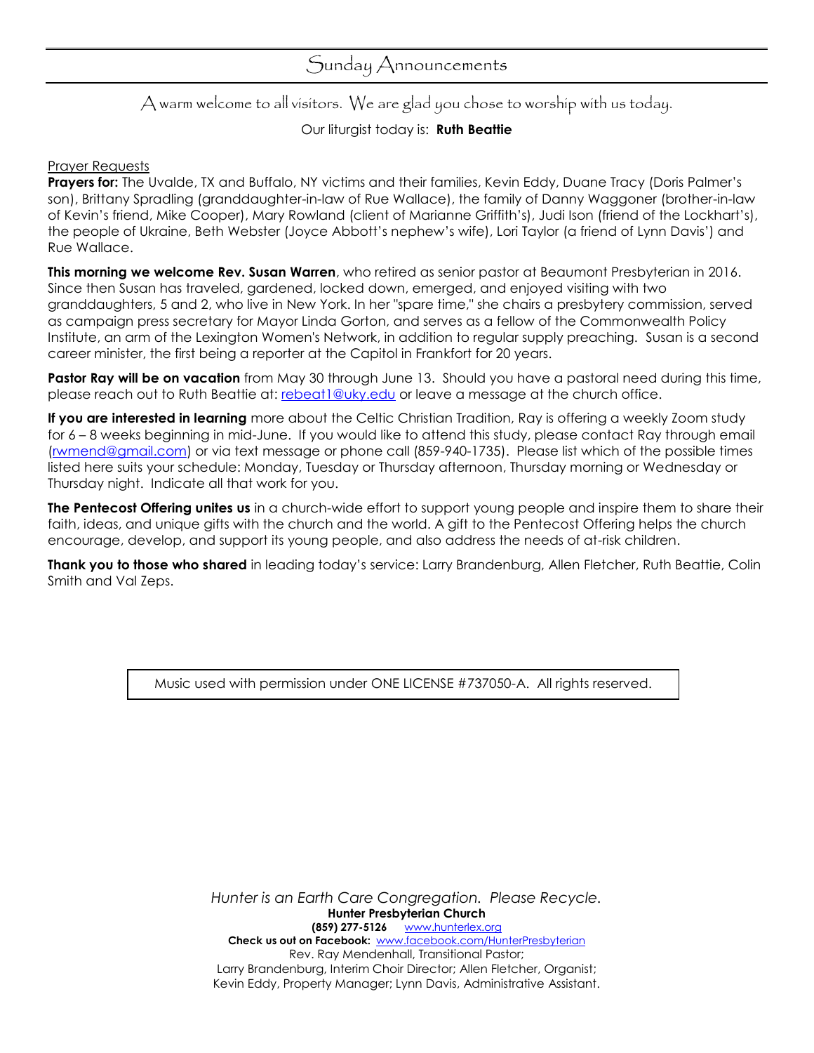# Sunday Announcements

A warm welcome to all visitors. We are glad you chose to worship with us today.

Our liturgist today is: **Ruth Beattie**

Prayer Requests

**Prayers for:** The Uvalde, TX and Buffalo, NY victims and their families, Kevin Eddy, Duane Tracy (Doris Palmer's son), Brittany Spradling (granddaughter-in-law of Rue Wallace), the family of Danny Waggoner (brother-in-law of Kevin's friend, Mike Cooper), Mary Rowland (client of Marianne Griffith's), Judi Ison (friend of the Lockhart's), the people of Ukraine, Beth Webster (Joyce Abbott's nephew's wife), Lori Taylor (a friend of Lynn Davis') and Rue Wallace.

**This morning we welcome Rev. Susan Warren**, who retired as senior pastor at Beaumont Presbyterian in 2016. Since then Susan has traveled, gardened, locked down, emerged, and enjoyed visiting with two granddaughters, 5 and 2, who live in New York. In her "spare time," she chairs a presbytery commission, served as campaign press secretary for Mayor Linda Gorton, and serves as a fellow of the Commonwealth Policy Institute, an arm of the Lexington Women's Network, in addition to regular supply preaching. Susan is a second career minister, the first being a reporter at the Capitol in Frankfort for 20 years.

**Pastor Ray will be on vacation** from May 30 through June 13. Should you have a pastoral need during this time, please reach out to Ruth Beattie at: rebeat1@uky.edu or leave a message at the church office.

**If you are interested in learning** more about the Celtic Christian Tradition, Ray is offering a weekly Zoom study for 6 – 8 weeks beginning in mid-June. If you would like to attend this study, please contact Ray through email (rwmend@gmail.com) or via text message or phone call (859-940-1735). Please list which of the possible times listed here suits your schedule: Monday, Tuesday or Thursday afternoon, Thursday morning or Wednesday or Thursday night. Indicate all that work for you.

**The Pentecost Offering unites us** in a church-wide effort to support young people and inspire them to share their faith, ideas, and unique gifts with the church and the world. A gift to the Pentecost Offering helps the church encourage, develop, and support its young people, and also address the needs of at-risk children.

**Thank you to those who shared** in leading today's service: Larry Brandenburg, Allen Fletcher, Ruth Beattie, Colin Smith and Val Zeps.

Music used with permission under ONE LICENSE #737050-A. All rights reserved.

*Hunter is an Earth Care Congregation. Please Recycle.*

**Hunter Presbyterian Church**

**(859) 277-5126** www.hunterlex.org

**Check us out on Facebook:** www.facebook.com/HunterPresbyterian

Rev. Ray Mendenhall, Transitional Pastor;
Larry Brandenburg, Interim Choir Director; Allen Fletcher, Organist;
Kevin Eddy, Property Manager; Lynn Davis, Administrative Assistant.